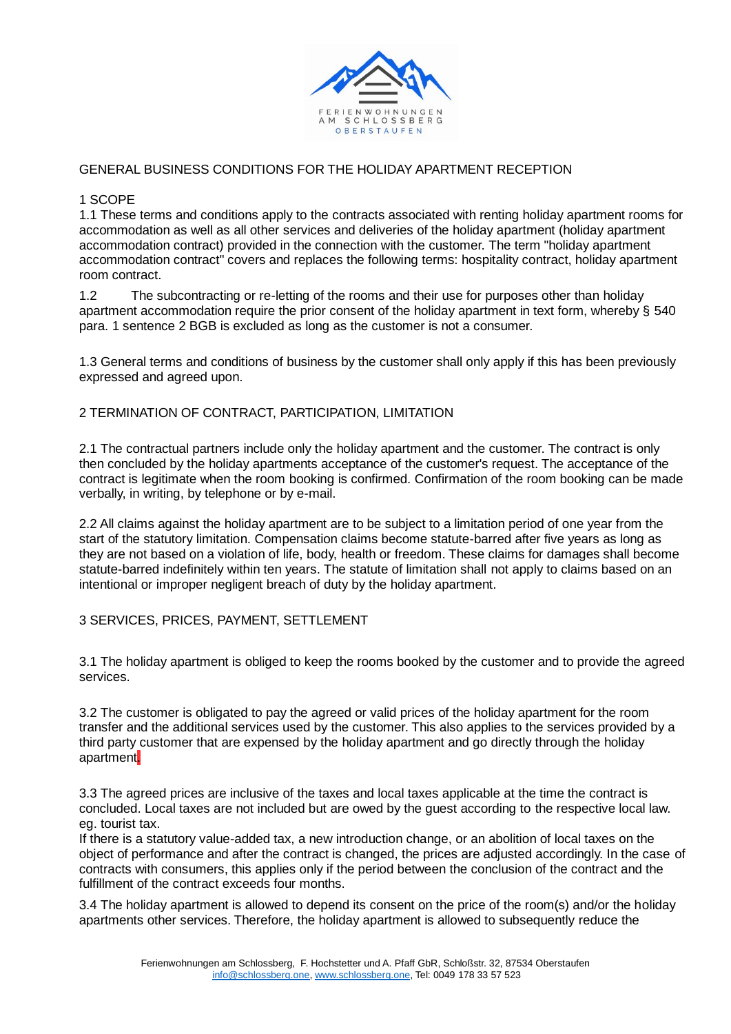FERIENWOHNUNGEN AM SCHLOSSBERG OBERSTAUFEN

# GENERAL BUSINESS CONDITIONS FOR THE HOLIDAY APARTMENT RECEPTION

## 1 SCOPE

1.1 These terms and conditions apply to the contracts associated with renting holiday apartment rooms for accommodation as well as all other services and deliveries of the holiday apartment (holiday apartment accommodation contract) provided in the connection with the customer. The term "holiday apartment accommodation contract" covers and replaces the following terms: hospitality contract, holiday apartment room contract.

1.2 The subcontracting or re-letting of the rooms and their use for purposes other than holiday apartment accommodation require the prior consent of the holiday apartment in text form, whereby § 540 para. 1 sentence 2 BGB is excluded as long as the customer is not a consumer.

1.3 General terms and conditions of business by the customer shall only apply if this has been previously expressed and agreed upon.

## 2 TERMINATION OF CONTRACT, PARTICIPATION, LIMITATION

2.1 The contractual partners include only the holiday apartment and the customer. The contract is only then concluded by the holiday apartments acceptance of the customer's request. The acceptance of the contract is legitimate when the room booking is confirmed. Confirmation of the room booking can be made verbally, in writing, by telephone or by e-mail.

2.2 All claims against the holiday apartment are to be subject to a limitation period of one year from the start of the statutory limitation. Compensation claims become statute-barred after five years as long as they are not based on a violation of life, body, health or freedom. These claims for damages shall become statute-barred indefinitely within ten years. The statute of limitation shall not apply to claims based on an intentional or improper negligent breach of duty by the holiday apartment.

## 3 SERVICES, PRICES, PAYMENT, SETTLEMENT

3.1 The holiday apartment is obliged to keep the rooms booked by the customer and to provide the agreed services.

3.2 The customer is obligated to pay the agreed or valid prices of the holiday apartment for the room transfer and the additional services used by the customer. This also applies to the services provided by a third party customer that are expensed by the holiday apartment and go directly through the holiday apartment.

3.3 The agreed prices are inclusive of the taxes and local taxes applicable at the time the contract is concluded. Local taxes are not included but are owed by the guest according to the respective local law. eg. tourist tax.
If there is a statutory value-added tax, a new introduction change, or an abolition of local taxes on the object of performance and after the contract is changed, the prices are adjusted accordingly. In the case of contracts with consumers, this applies only if the period between the conclusion of the contract and the fulfillment of the contract exceeds four months.

3.4 The holiday apartment is allowed to depend its consent on the price of the room(s) and/or the holiday apartments other services. Therefore, the holiday apartment is allowed to subsequently reduce the

Ferienwohnungen am Schlossberg, F. Hochstetter und A. Pfaff GbR, Schloßstr. 32, 87534 Oberstaufen
info@schlossberg.one, www.schlossberg.one, Tel: 0049 178 33 57 523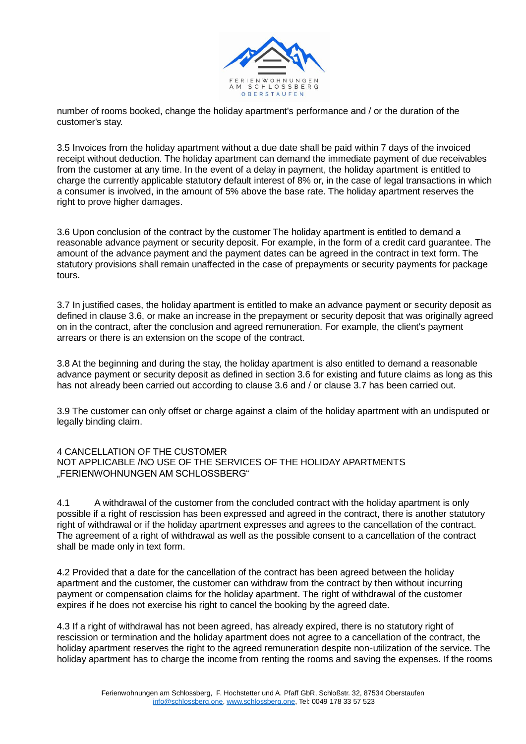number of rooms booked, change the holiday apartment's performance and / or the duration of the customer's stay.

3.5 Invoices from the holiday apartment without a due date shall be paid within 7 days of the invoiced receipt without deduction. The holiday apartment can demand the immediate payment of due receivables from the customer at any time. In the event of a delay in payment, the holiday apartment is entitled to charge the currently applicable statutory default interest of 8% or, in the case of legal transactions in which a consumer is involved, in the amount of 5% above the base rate. The holiday apartment reserves the right to prove higher damages.

3.6 Upon conclusion of the contract by the customer The holiday apartment is entitled to demand a reasonable advance payment or security deposit. For example, in the form of a credit card guarantee. The amount of the advance payment and the payment dates can be agreed in the contract in text form. The statutory provisions shall remain unaffected in the case of prepayments or security payments for package tours.

3.7 In justified cases, the holiday apartment is entitled to make an advance payment or security deposit as defined in clause 3.6, or make an increase in the prepayment or security deposit that was originally agreed on in the contract, after the conclusion and agreed remuneration. For example, the client's payment arrears or there is an extension on the scope of the contract.

3.8 At the beginning and during the stay, the holiday apartment is also entitled to demand a reasonable advance payment or security deposit as defined in section 3.6 for existing and future claims as long as this has not already been carried out according to clause 3.6 and / or clause 3.7 has been carried out.

3.9 The customer can only offset or charge against a claim of the holiday apartment with an undisputed or legally binding claim.

## 4 CANCELLATION OF THE CUSTOMER NOT APPLICABLE /NO USE OF THE SERVICES OF THE HOLIDAY APARTMENTS „FERIENWOHNUNGEN AM SCHLOSSBERG“

4.1 A withdrawal of the customer from the concluded contract with the holiday apartment is only possible if a right of rescission has been expressed and agreed in the contract, there is another statutory right of withdrawal or if the holiday apartment expresses and agrees to the cancellation of the contract. The agreement of a right of withdrawal as well as the possible consent to a cancellation of the contract shall be made only in text form.

4.2 Provided that a date for the cancellation of the contract has been agreed between the holiday apartment and the customer, the customer can withdraw from the contract by then without incurring payment or compensation claims for the holiday apartment. The right of withdrawal of the customer expires if he does not exercise his right to cancel the booking by the agreed date.

4.3 If a right of withdrawal has not been agreed, has already expired, there is no statutory right of rescission or termination and the holiday apartment does not agree to a cancellation of the contract, the holiday apartment reserves the right to the agreed remuneration despite non-utilization of the service. The holiday apartment has to charge the income from renting the rooms and saving the expenses. If the rooms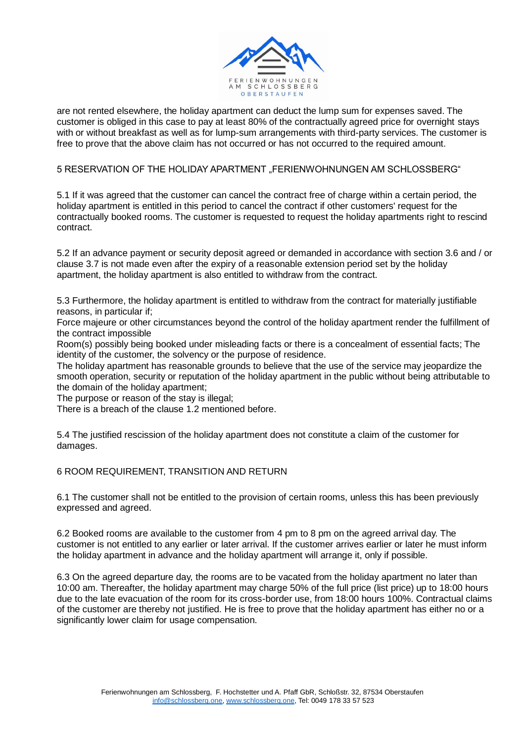are not rented elsewhere, the holiday apartment can deduct the lump sum for expenses saved. The customer is obliged in this case to pay at least 80% of the contractually agreed price for overnight stays with or without breakfast as well as for lump-sum arrangements with third-party services. The customer is free to prove that the above claim has not occurred or has not occurred to the required amount.

## 5 RESERVATION OF THE HOLIDAY APARTMENT „FERIENWOHNUNGEN AM SCHLOSSBERG“

5.1 If it was agreed that the customer can cancel the contract free of charge within a certain period, the holiday apartment is entitled in this period to cancel the contract if other customers' request for the contractually booked rooms. The customer is requested to request the holiday apartments right to rescind contract.

5.2 If an advance payment or security deposit agreed or demanded in accordance with section 3.6 and / or clause 3.7 is not made even after the expiry of a reasonable extension period set by the holiday apartment, the holiday apartment is also entitled to withdraw from the contract.

5.3 Furthermore, the holiday apartment is entitled to withdraw from the contract for materially justifiable reasons, in particular if;
Force majeure or other circumstances beyond the control of the holiday apartment render the fulfillment of the contract impossible
Room(s) possibly being booked under misleading facts or there is a concealment of essential facts; The identity of the customer, the solvency or the purpose of residence.
The holiday apartment has reasonable grounds to believe that the use of the service may jeopardize the smooth operation, security or reputation of the holiday apartment in the public without being attributable to the domain of the holiday apartment;
The purpose or reason of the stay is illegal;
There is a breach of the clause 1.2 mentioned before.

5.4 The justified rescission of the holiday apartment does not constitute a claim of the customer for damages.

## 6 ROOM REQUIREMENT, TRANSITION AND RETURN

6.1 The customer shall not be entitled to the provision of certain rooms, unless this has been previously expressed and agreed.

6.2 Booked rooms are available to the customer from 4 pm to 8 pm on the agreed arrival day. The customer is not entitled to any earlier or later arrival. If the customer arrives earlier or later he must inform the holiday apartment in advance and the holiday apartment will arrange it, only if possible.

6.3 On the agreed departure day, the rooms are to be vacated from the holiday apartment no later than 10:00 am. Thereafter, the holiday apartment may charge 50% of the full price (list price) up to 18:00 hours due to the late evacuation of the room for its cross-border use, from 18:00 hours 100%. Contractual claims of the customer are thereby not justified. He is free to prove that the holiday apartment has either no or a significantly lower claim for usage compensation.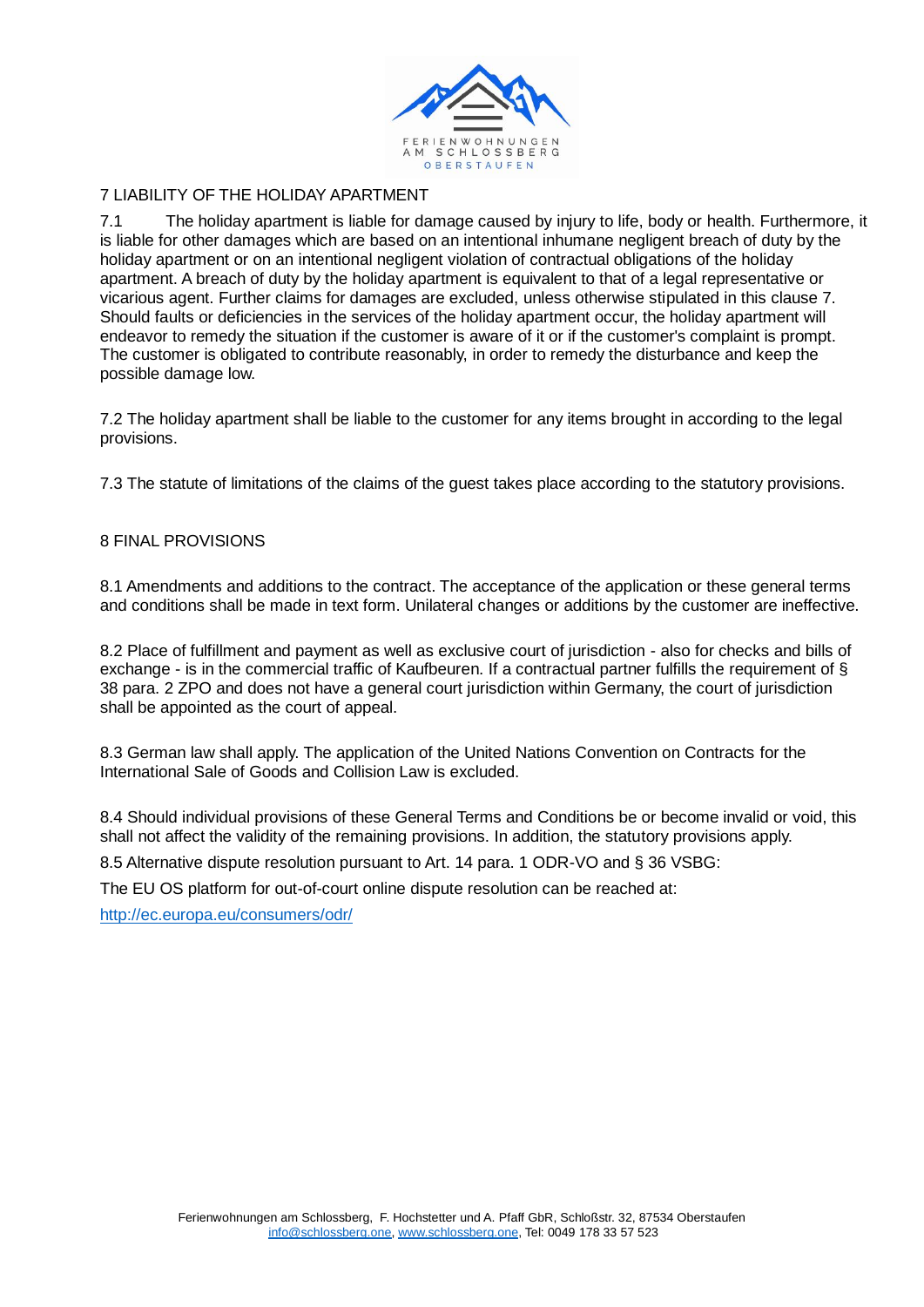## 7 LIABILITY OF THE HOLIDAY APARTMENT

7.1 The holiday apartment is liable for damage caused by injury to life, body or health. Furthermore, it is liable for other damages which are based on an intentional inhumane negligent breach of duty by the holiday apartment or on an intentional negligent violation of contractual obligations of the holiday apartment. A breach of duty by the holiday apartment is equivalent to that of a legal representative or vicarious agent. Further claims for damages are excluded, unless otherwise stipulated in this clause 7. Should faults or deficiencies in the services of the holiday apartment occur, the holiday apartment will endeavor to remedy the situation if the customer is aware of it or if the customer's complaint is prompt. The customer is obligated to contribute reasonably, in order to remedy the disturbance and keep the possible damage low.

7.2 The holiday apartment shall be liable to the customer for any items brought in according to the legal provisions.

7.3 The statute of limitations of the claims of the guest takes place according to the statutory provisions.

## 8 FINAL PROVISIONS

8.1 Amendments and additions to the contract. The acceptance of the application or these general terms and conditions shall be made in text form. Unilateral changes or additions by the customer are ineffective.

8.2 Place of fulfillment and payment as well as exclusive court of jurisdiction - also for checks and bills of exchange - is in the commercial traffic of Kaufbeuren. If a contractual partner fulfills the requirement of § 38 para. 2 ZPO and does not have a general court jurisdiction within Germany, the court of jurisdiction shall be appointed as the court of appeal.

8.3 German law shall apply. The application of the United Nations Convention on Contracts for the International Sale of Goods and Collision Law is excluded.

8.4 Should individual provisions of these General Terms and Conditions be or become invalid or void, this shall not affect the validity of the remaining provisions. In addition, the statutory provisions apply.

8.5 Alternative dispute resolution pursuant to Art. 14 para. 1 ODR-VO and § 36 VSBG:

The EU OS platform for out-of-court online dispute resolution can be reached at:

http://ec.europa.eu/consumers/odr/

Ferienwohnungen am Schlossberg, F. Hochstetter und A. Pfaff GbR, Schloßstr. 32, 87534 Oberstaufen
info@schlossberg.one, www.schlossberg.one, Tel: 0049 178 33 57 523